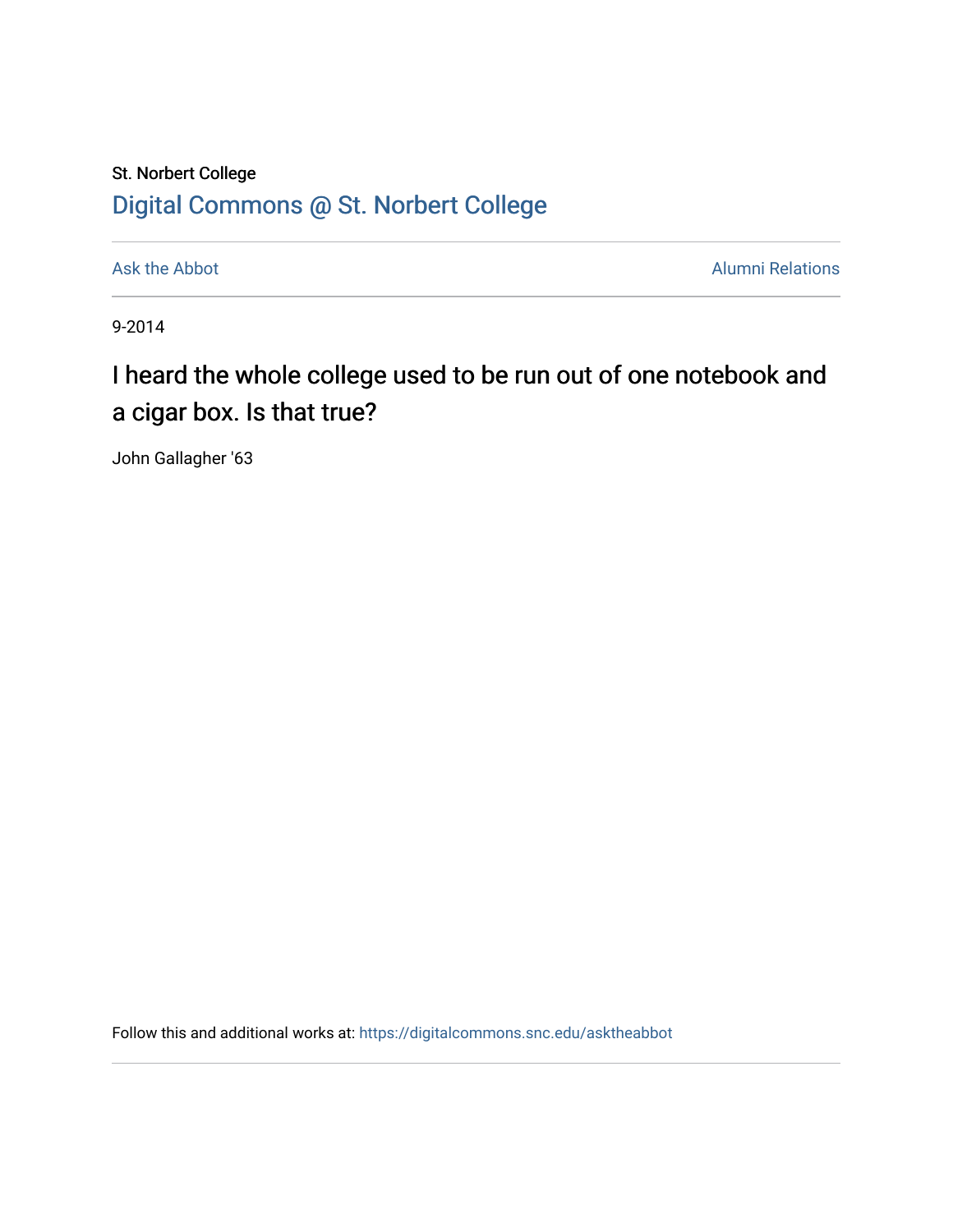St. Norbert College

Digital Commons @ St. Norbert College

Ask the Abbot | Alumni Relations

9-2014

# I heard the whole college used to be run out of one notebook and a cigar box. Is that true?

John Gallagher '63

Follow this and additional works at: https://digitalcommons.snc.edu/asktheabbot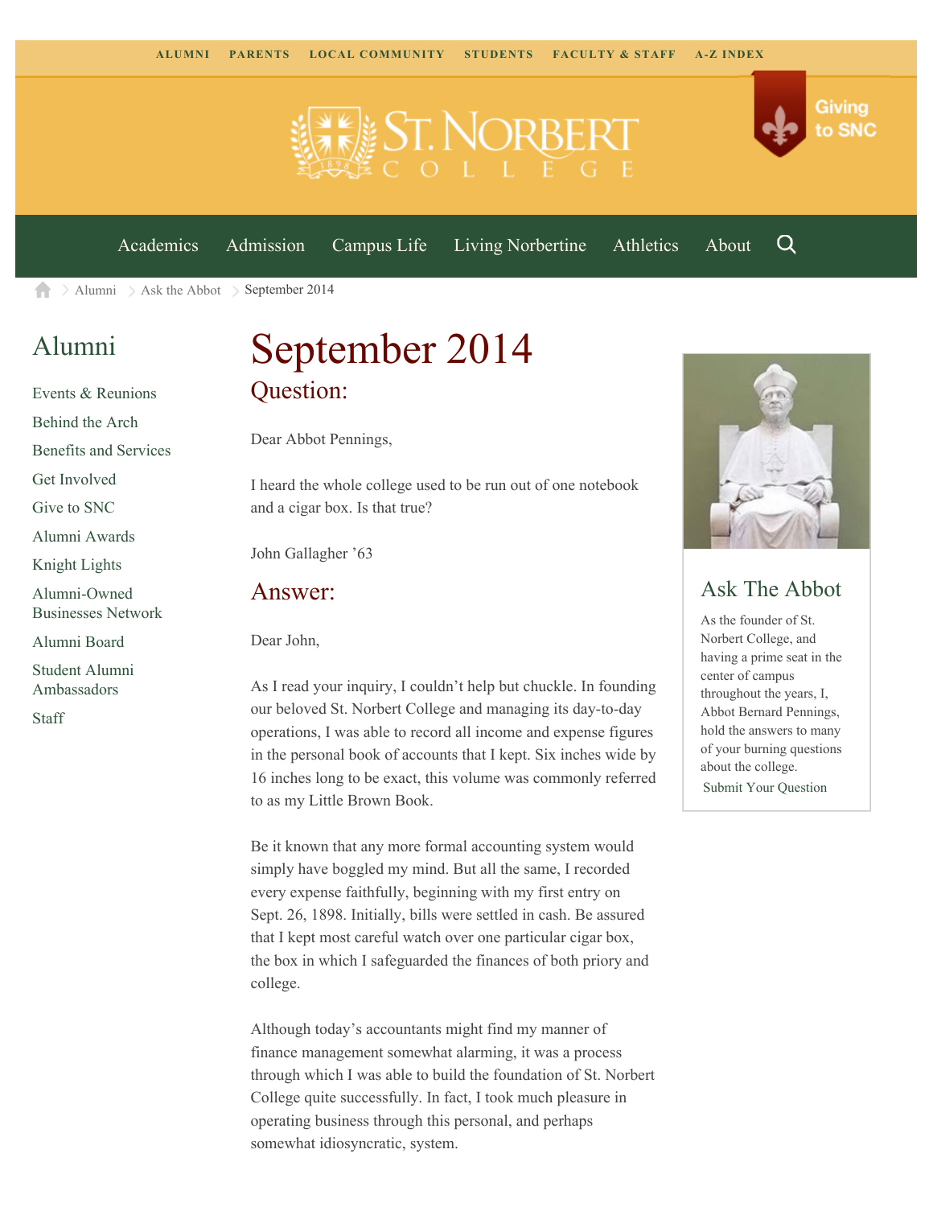ALUMNI PARENTS LOCAL COMMUNITY STUDENTS FACULTY & STAFF A-Z INDEX

Giving to SNC

Academics Admission Campus Life Living Norbertine Athletics About

Alumni > Ask the Abbot > September 2014

## Alumni

- Events & Reunions
- Behind the Arch
- Benefits and Services
- Get Involved
- Give to SNC
- Alumni Awards
- Knight Lights
- Alumni-Owned Businesses Network
- Alumni Board
- Student Alumni Ambassadors
- Staff

# September 2014

## Question:

Dear Abbot Pennings,

I heard the whole college used to be run out of one notebook and a cigar box. Is that true?

John Gallagher '63

## Answer:

Dear John,

As I read your inquiry, I couldn't help but chuckle. In founding our beloved St. Norbert College and managing its day-to-day operations, I was able to record all income and expense figures in the personal book of accounts that I kept. Six inches wide by 16 inches long to be exact, this volume was commonly referred to as my Little Brown Book.

Be it known that any more formal accounting system would simply have boggled my mind. But all the same, I recorded every expense faithfully, beginning with my first entry on Sept. 26, 1898. Initially, bills were settled in cash. Be assured that I kept most careful watch over one particular cigar box, the box in which I safeguarded the finances of both priory and college.

Although today's accountants might find my manner of finance management somewhat alarming, it was a process through which I was able to build the foundation of St. Norbert College quite successfully. In fact, I took much pleasure in operating business through this personal, and perhaps somewhat idiosyncratic, system.

## Ask The Abbot

As the founder of St. Norbert College, and having a prime seat in the center of campus throughout the years, I, Abbot Bernard Pennings, hold the answers to many of your burning questions about the college.

Submit Your Question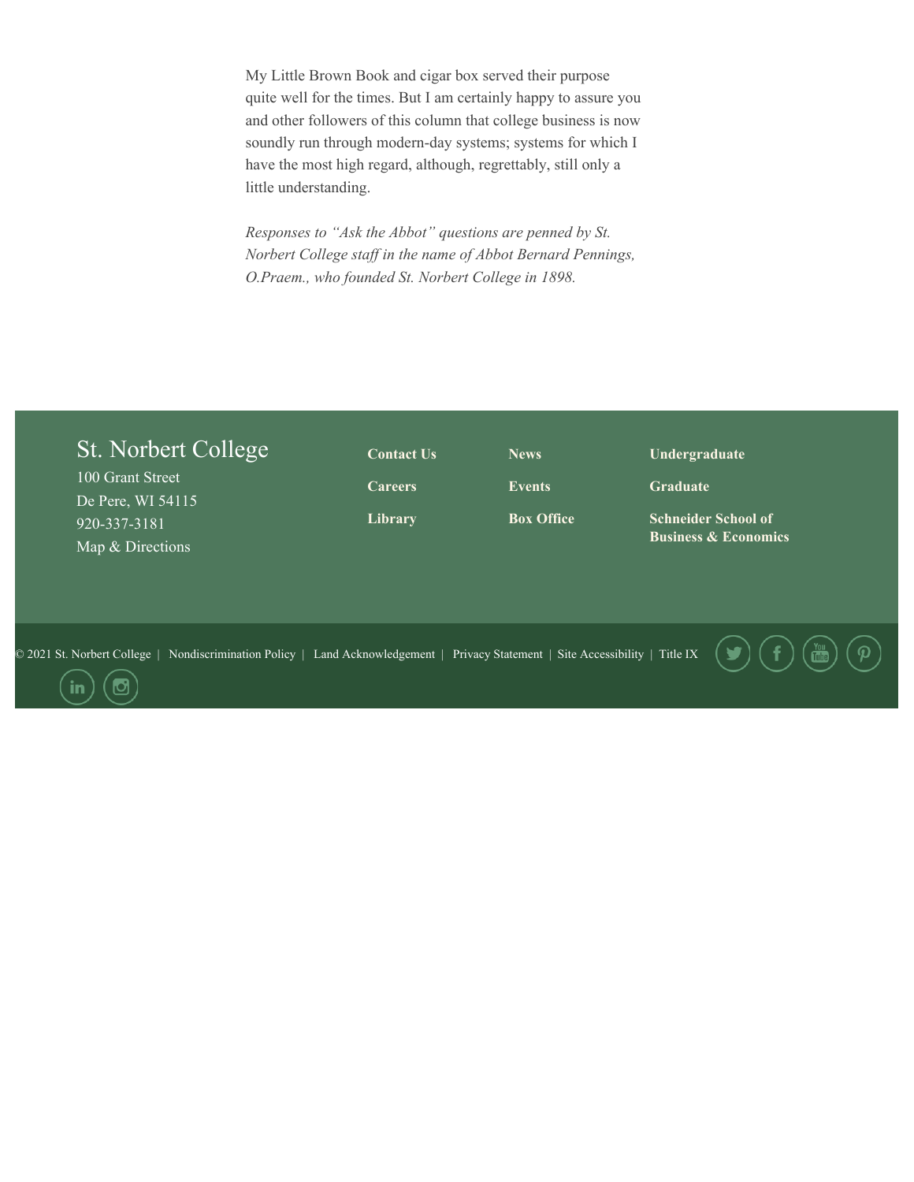My Little Brown Book and cigar box served their purpose quite well for the times. But I am certainly happy to assure you and other followers of this column that college business is now soundly run through modern-day systems; systems for which I have the most high regard, although, regrettably, still only a little understanding.

*Responses to "Ask the Abbot" questions are penned by St. Norbert College staff in the name of Abbot Bernard Pennings, O.Praem., who founded St. Norbert College in 1898.*

St. Norbert College
100 Grant Street
De Pere, WI 54115
920-337-3181
Map & Directions

**Contact Us**
**Careers**
**Library**
**News**
**Events**
**Box Office**
**Undergraduate**
**Graduate**
**Schneider School of Business & Economics**

© 2021 St. Norbert College | Nondiscrimination Policy | Land Acknowledgement | Privacy Statement | Site Accessibility | Title IX